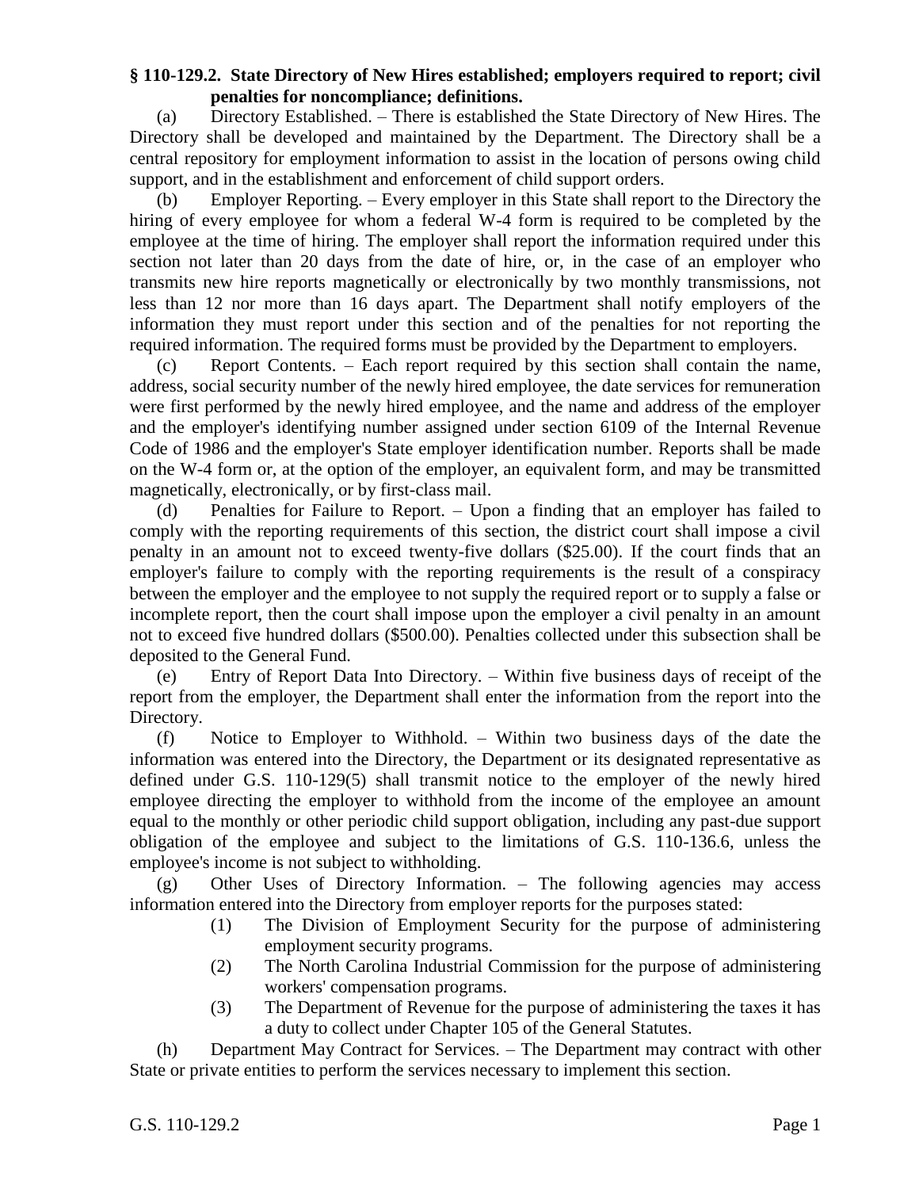**§ 110-129.2. State Directory of New Hires established; employers required to report; civil penalties for noncompliance; definitions.**

(a) Directory Established. – There is established the State Directory of New Hires. The Directory shall be developed and maintained by the Department. The Directory shall be a central repository for employment information to assist in the location of persons owing child support, and in the establishment and enforcement of child support orders.

(b) Employer Reporting. – Every employer in this State shall report to the Directory the hiring of every employee for whom a federal W-4 form is required to be completed by the employee at the time of hiring. The employer shall report the information required under this section not later than 20 days from the date of hire, or, in the case of an employer who transmits new hire reports magnetically or electronically by two monthly transmissions, not less than 12 nor more than 16 days apart. The Department shall notify employers of the information they must report under this section and of the penalties for not reporting the required information. The required forms must be provided by the Department to employers.

(c) Report Contents. – Each report required by this section shall contain the name, address, social security number of the newly hired employee, the date services for remuneration were first performed by the newly hired employee, and the name and address of the employer and the employer's identifying number assigned under section 6109 of the Internal Revenue Code of 1986 and the employer's State employer identification number. Reports shall be made on the W-4 form or, at the option of the employer, an equivalent form, and may be transmitted magnetically, electronically, or by first-class mail.

(d) Penalties for Failure to Report. – Upon a finding that an employer has failed to comply with the reporting requirements of this section, the district court shall impose a civil penalty in an amount not to exceed twenty-five dollars ($25.00). If the court finds that an employer's failure to comply with the reporting requirements is the result of a conspiracy between the employer and the employee to not supply the required report or to supply a false or incomplete report, then the court shall impose upon the employer a civil penalty in an amount not to exceed five hundred dollars ($500.00). Penalties collected under this subsection shall be deposited to the General Fund.

(e) Entry of Report Data Into Directory. – Within five business days of receipt of the report from the employer, the Department shall enter the information from the report into the Directory.

(f) Notice to Employer to Withhold. – Within two business days of the date the information was entered into the Directory, the Department or its designated representative as defined under G.S. 110-129(5) shall transmit notice to the employer of the newly hired employee directing the employer to withhold from the income of the employee an amount equal to the monthly or other periodic child support obligation, including any past-due support obligation of the employee and subject to the limitations of G.S. 110-136.6, unless the employee's income is not subject to withholding.

(g) Other Uses of Directory Information. – The following agencies may access information entered into the Directory from employer reports for the purposes stated:

(1) The Division of Employment Security for the purpose of administering employment security programs.

(2) The North Carolina Industrial Commission for the purpose of administering workers' compensation programs.

(3) The Department of Revenue for the purpose of administering the taxes it has a duty to collect under Chapter 105 of the General Statutes.

(h) Department May Contract for Services. – The Department may contract with other State or private entities to perform the services necessary to implement this section.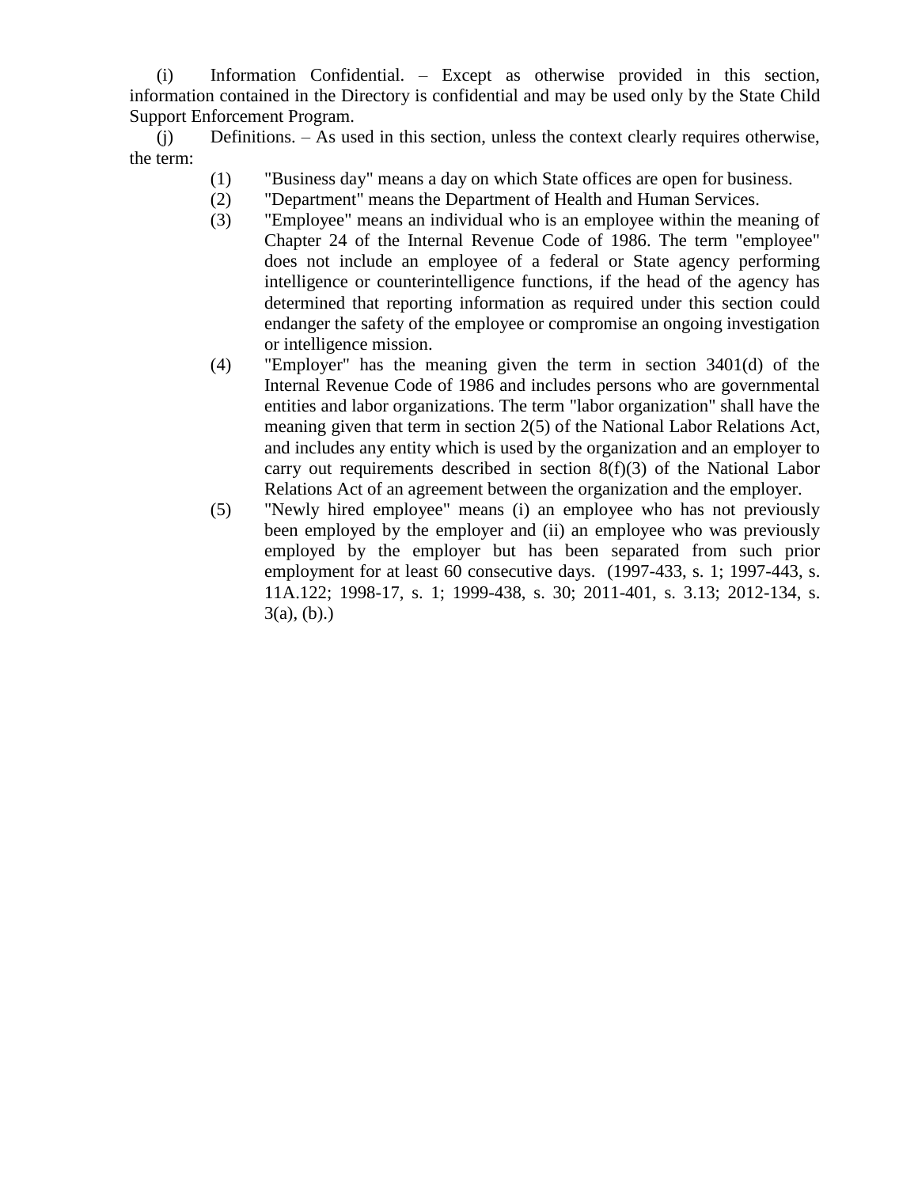(i) Information Confidential. – Except as otherwise provided in this section, information contained in the Directory is confidential and may be used only by the State Child Support Enforcement Program.

(j) Definitions. – As used in this section, unless the context clearly requires otherwise, the term:

(1) "Business day" means a day on which State offices are open for business.

(2) "Department" means the Department of Health and Human Services.

(3) "Employee" means an individual who is an employee within the meaning of Chapter 24 of the Internal Revenue Code of 1986. The term "employee" does not include an employee of a federal or State agency performing intelligence or counterintelligence functions, if the head of the agency has determined that reporting information as required under this section could endanger the safety of the employee or compromise an ongoing investigation or intelligence mission.

(4) "Employer" has the meaning given the term in section 3401(d) of the Internal Revenue Code of 1986 and includes persons who are governmental entities and labor organizations. The term "labor organization" shall have the meaning given that term in section 2(5) of the National Labor Relations Act, and includes any entity which is used by the organization and an employer to carry out requirements described in section 8(f)(3) of the National Labor Relations Act of an agreement between the organization and the employer.

(5) "Newly hired employee" means (i) an employee who has not previously been employed by the employer and (ii) an employee who was previously employed by the employer but has been separated from such prior employment for at least 60 consecutive days. (1997-433, s. 1; 1997-443, s. 11A.122; 1998-17, s. 1; 1999-438, s. 30; 2011-401, s. 3.13; 2012-134, s. 3(a), (b).)